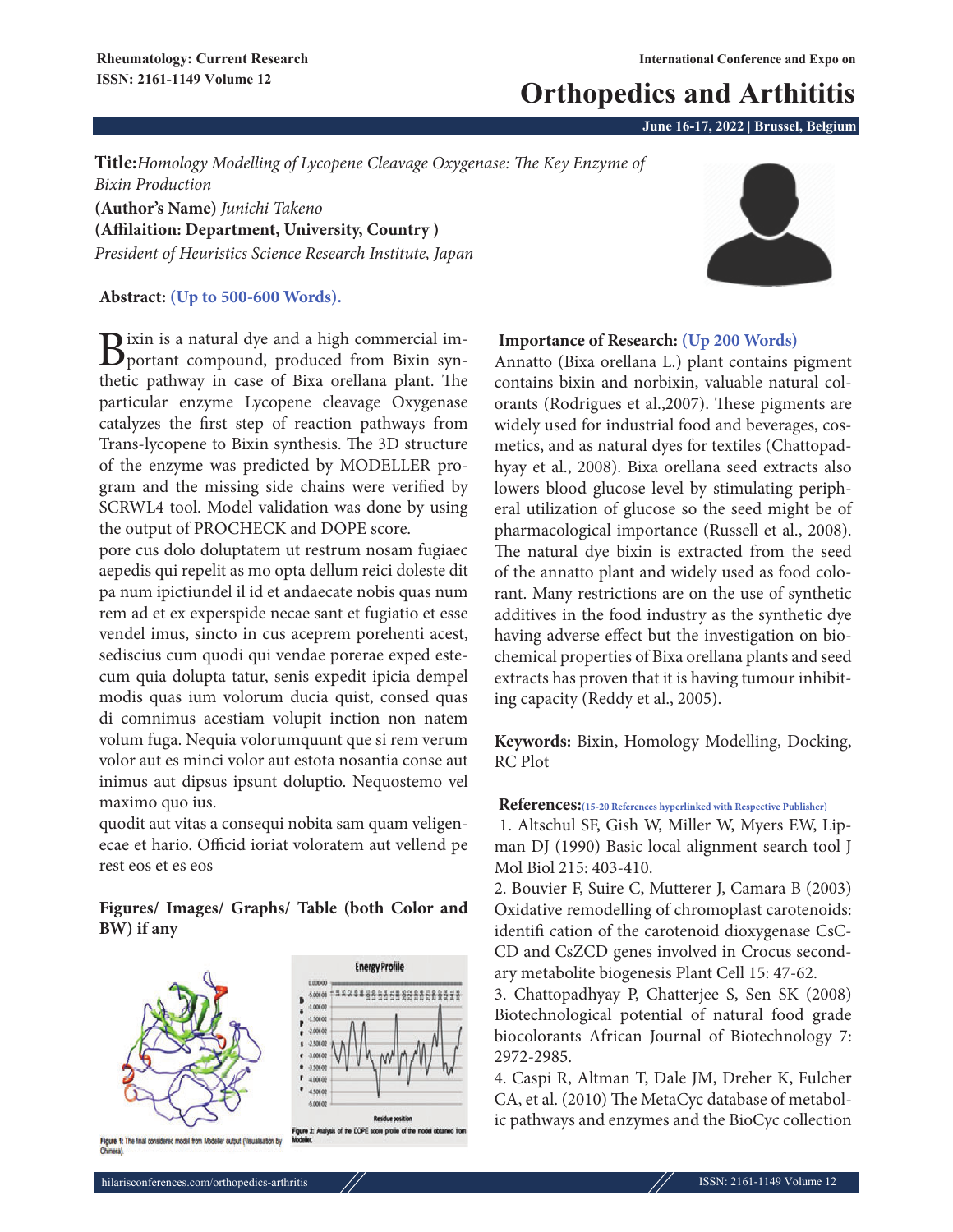**Title:** *Homology Modelling of Lycopene Cleavage Oxygenase: The Key Enzyme of Bixin Production*

**(Author's Name)** *Junichi Takeno*

**(Affilaition: Department, University, Country )**

*President of Heuristics Science Research Institute, Japan*

**Abstract: (Up to 500-600 Words).**

Bixin is a natural dye and a high commercial important compound, produced from Bixin synthetic pathway in case of Bixa orellana plant. The particular enzyme Lycopene cleavage Oxygenase catalyzes the first step of reaction pathways from Trans-lycopene to Bixin synthesis. The 3D structure of the enzyme was predicted by MODELLER program and the missing side chains were verified by SCRWL4 tool. Model validation was done by using the output of PROCHECK and DOPE score.

pore cus dolo doluptatem ut restrum nosam fugiaec aepedis qui repelit as mo opta dellum reici doleste dit pa num ipictiundel il id et andaecate nobis quas num rem ad et ex experspide necae sant et fugiatio et esse vendel imus, sincto in cus aceprem porehenti acest, sediscius cum quodi qui vendae porerae exped estecum quia dolupta tatur, senis expedit ipicia dempel modis quas ium volorum ducia quist, consed quas di comnimus acestiam volupit inction non natem volum fuga. Nequia volorumquunt que si rem verum volor aut es minci volor aut estota nosantia conse aut inimus aut dipsus ipsunt doluptio. Nequostemo vel maximo quo ius.

quodit aut vitas a consequi nobita sam quam veligenecae et hario. Officid ioriat voloratem aut vellend pe rest eos et es eos

**Figures/ Images/ Graphs/ Table (both Color and BW) if any**

Figure 1: The final considered model from Modeller output (Visualisation by Chimera)

Figure 2: Analysis of the DOPE score profile of the model obtained from Modeller.

**Importance of Research: (Up 200 Words)**

Annatto (Bixa orellana L.) plant contains pigment contains bixin and norbixin, valuable natural colorants (Rodrigues et al.,2007). These pigments are widely used for industrial food and beverages, cosmetics, and as natural dyes for textiles (Chattopadhyay et al., 2008). Bixa orellana seed extracts also lowers blood glucose level by stimulating peripheral utilization of glucose so the seed might be of pharmacological importance (Russell et al., 2008). The natural dye bixin is extracted from the seed of the annatto plant and widely used as food colorant. Many restrictions are on the use of synthetic additives in the food industry as the synthetic dye having adverse effect but the investigation on biochemical properties of Bixa orellana plants and seed extracts has proven that it is having tumour inhibiting capacity (Reddy et al., 2005).

**Keywords:** Bixin, Homology Modelling, Docking, RC Plot

**References:**(15-20 References hyperlinked with Respective Publisher)

1. Altschul SF, Gish W, Miller W, Myers EW, Lipman DJ (1990) Basic local alignment search tool J Mol Biol 215: 403-410.
2. Bouvier F, Suire C, Mutterer J, Camara B (2003) Oxidative remodelling of chromoplast carotenoids: identifi cation of the carotenoid dioxygenase CsCCD and CsZCD genes involved in Crocus secondary metabolite biogenesis Plant Cell 15: 47-62.
3. Chattopadhyay P, Chatterjee S, Sen SK (2008) Biotechnological potential of natural food grade biocolorants African Journal of Biotechnology 7: 2972-2985.
4. Caspi R, Altman T, Dale JM, Dreher K, Fulcher CA, et al. (2010) The MetaCyc database of metabolic pathways and enzymes and the BioCyc collection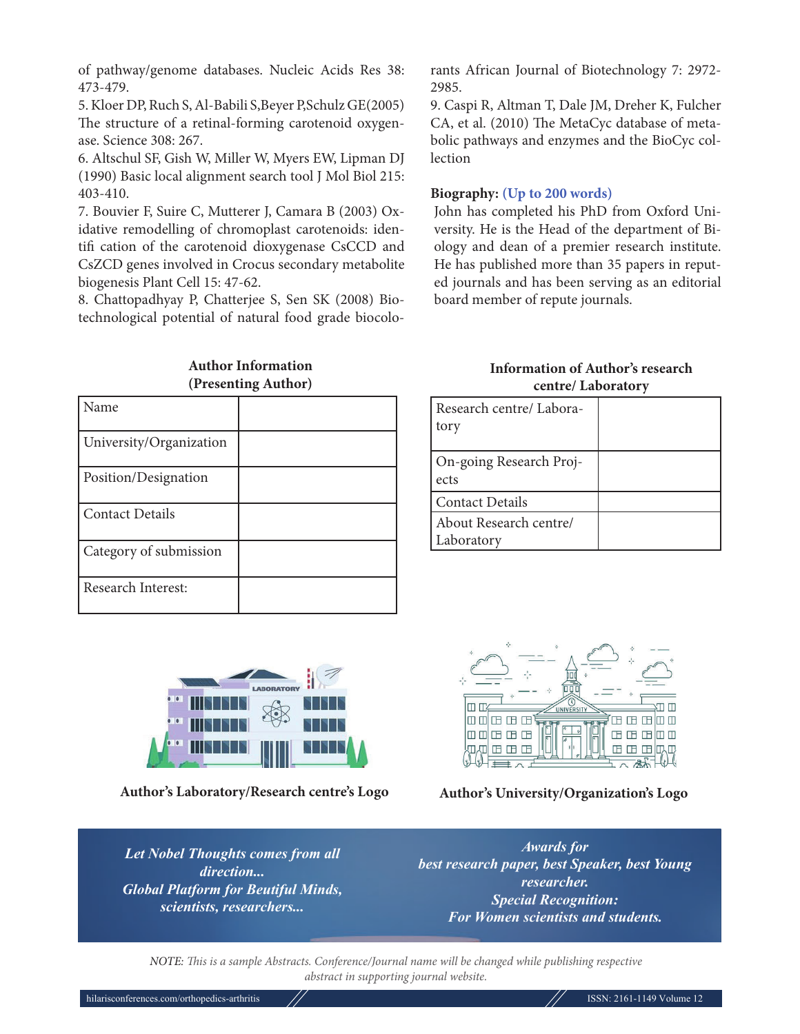of pathway/genome databases. Nucleic Acids Res 38: 473-479.

5. Kloer DP, Ruch S, Al-Babili S,Beyer P,Schulz GE(2005) The structure of a retinal-forming carotenoid oxygenase. Science 308: 267.

6. Altschul SF, Gish W, Miller W, Myers EW, Lipman DJ (1990) Basic local alignment search tool J Mol Biol 215: 403-410.

7. Bouvier F, Suire C, Mutterer J, Camara B (2003) Oxidative remodelling of chromoplast carotenoids: identifi cation of the carotenoid dioxygenase CsCCD and CsZCD genes involved in Crocus secondary metabolite biogenesis Plant Cell 15: 47-62.

8. Chattopadhyay P, Chatterjee S, Sen SK (2008) Biotechnological potential of natural food grade biocolorants African Journal of Biotechnology 7: 2972-2985.

9. Caspi R, Altman T, Dale JM, Dreher K, Fulcher CA, et al. (2010) The MetaCyc database of metabolic pathways and enzymes and the BioCyc collection

**Biography: (Up to 200 words)**

John has completed his PhD from Oxford University. He is the Head of the department of Biology and dean of a premier research institute. He has published more than 35 papers in reputed journals and has been serving as an editorial board member of repute journals.

**Author Information (Presenting Author)**

| | |
|---|---|
| Name | |
| University/Organization | |
| Position/Designation | |
| Contact Details | |
| Category of submission | |
| Research Interest: | |

**Information of Author's research centre/ Laboratory**

| | |
|---|---|
| Research centre/ Laboratory | |
| On-going Research Projects | |
| Contact Details | |
| About Research centre/ Laboratory | |

**Author's Laboratory/Research centre's Logo**

**Author's University/Organization's Logo**

***Let Nobel Thoughts comes from all direction...***
***Global Platform for Beutiful Minds, scientists, researchers...***

***Awards for***
***best research paper, best Speaker, best Young researcher.***
***Special Recognition:***
***For Women scientists and students.***

*NOTE: This is a sample Abstracts. Conference/Journal name will be changed while publishing respective abstract in supporting journal website.*